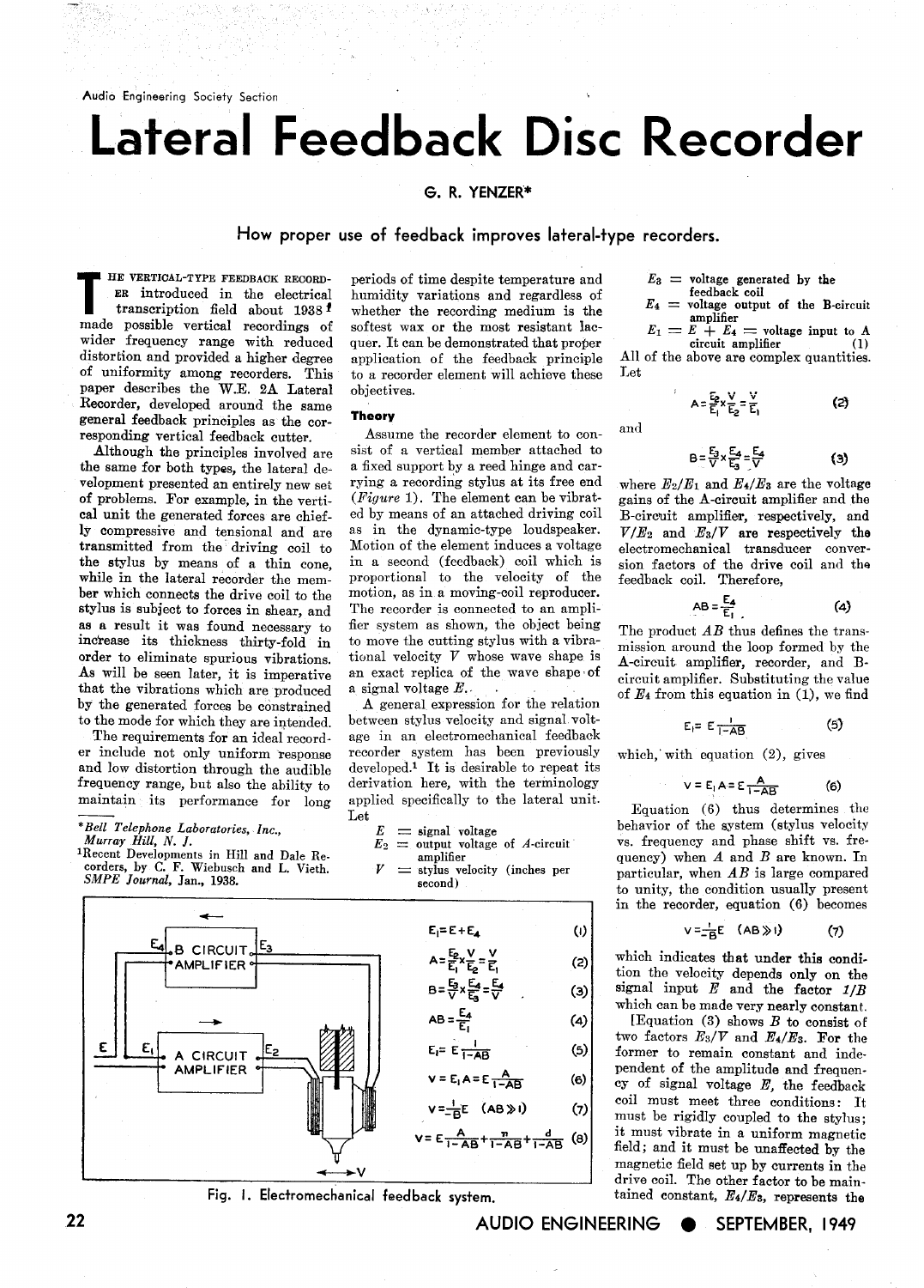Audio Engineering Society Section

# Lateral Feedback Disc Recorder

G. R. YENZER*

## How proper use of feedback improves lateral-type recorders.

THE VERTICAL-TYPE FEEDBACK RECORDER introduced in the electrical transcription field about 1938[1] made possible vertical recordings of wider frequency range with reduced distortion and provided a higher degree of uniformity among recorders. This paper describes the W.E. 2A Lateral Recorder, developed around the same general feedback principles as the corresponding vertical feedback cutter.

Although the principles involved are the same for both types, the lateral development presented an entirely new set of problems. For example, in the vertical unit the generated forces are chiefly compressive and tensional and are transmitted from the driving coil to the stylus by means of a thin cone, while in the lateral recorder the member which connects the drive coil to the stylus is subject to forces in shear, and as a result it was found necessary to increase its thickness thirty-fold in order to eliminate spurious vibrations. As will be seen later, it is imperative that the vibrations which are produced by the generated forces be constrained to the mode for which they are intended.

The requirements for an ideal recorder include not only uniform response and low distortion through the audible frequency range, but also the ability to maintain its performance for long periods of time despite temperature and humidity variations and regardless of whether the recording medium is the softest wax or the most resistant lacquer. It can be demonstrated that proper application of the feedback principle to a recorder element will achieve these objectives.

*Bell Telephone Laboratories, Inc., Murray Hill, N. J.

[1] Recent Developments in Hill and Dale Recorders, by C. F. Wiebusch and L. Vieth. SMPE Journal, Jan., 1938.

### Theory

Assume the recorder element to consist of a vertical member attached to a fixed support by a reed hinge and carrying a recording stylus at its free end (*Figure* 1). The element can be vibrated by means of an attached driving coil as in the dynamic-type loudspeaker. Motion of the element induces a voltage in a second (feedback) coil which is proportional to the velocity of the motion, as in a moving-coil reproducer. The recorder is connected to an amplifier system as shown, the object being to move the cutting stylus with a vibrational velocity $V$ whose wave shape is an exact replica of the wave shape of a signal voltage $E$.

A general expression for the relation between stylus velocity and signal voltage in an electromechanical feedback recorder system has been previously developed.[1] It is desirable to repeat its derivation here, with the terminology applied specifically to the lateral unit. Let

$E$ = signal voltage

$E_2$ = output voltage of $A$-circuit amplifier

$V$ = stylus velocity (inches per second)

$E_3$ = voltage generated by the feedback coil

$E_4$ = voltage output of the B-circuit amplifier

$E_1 = E + E_4$ = voltage input to A circuit amplifier (1)

All of the above are complex quantities. Let

$$A = \frac{E_2}{E_1} \times \frac{V}{E_2} = \frac{V}{E_1} \quad (2)$$

and

$$B = \frac{E_3}{V} \times \frac{E_4}{E_3} = \frac{E_4}{V} \quad (3)$$

where $E_2/E_1$ and $E_4/E_3$ are the voltage gains of the A-circuit amplifier and the B-circuit amplifier, respectively, and $V/E_2$ and $E_3/V$ are respectively the electromechanical transducer conversion factors of the drive coil and the feedback coil. Therefore,

$$AB = \frac{E_4}{E_1} \quad (4)$$

The product $AB$ thus defines the transmission around the loop formed by the A-circuit amplifier, recorder, and B-circuit amplifier. Substituting the value of $E_4$ from this equation in (1), we find

$$E_1 = E\frac{1}{1-AB} \quad (5)$$

which, with equation (2), gives

$$V = E_1 A = E\frac{A}{1-AB} \quad (6)$$

Equation (6) thus determines the behavior of the system (stylus velocity vs. frequency and phase shift vs. frequency) when $A$ and $B$ are known. In particular, when $AB$ is large compared to unity, the condition usually present in the recorder, equation (6) becomes

$$V = -\frac{1}{B}E \quad (AB \gg 1) \quad (7)$$

which indicates that under this condition the velocity depends only on the signal input $E$ and the factor $1/B$ which can be made very nearly constant.

[Equation (3) shows $B$ to consist of two factors $E_3/V$ and $E_4/E_3$. For the former to remain constant and independent of the amplitude and frequency of signal voltage $E$, the feedback coil must meet three conditions: It must be rigidly coupled to the stylus; it must vibrate in a uniform magnetic field; and it must be unaffected by the magnetic field set up by currents in the drive coil. The other factor to be maintained constant, $E_4/E_3$, represents the

$$E_1 = E + E_4 \quad (1)$$

$$A = \frac{E_2}{E_1} \times \frac{V}{E_2} = \frac{V}{E_1} \quad (2)$$

$$B = \frac{E_3}{V} \times \frac{E_4}{E_3} = \frac{E_4}{V} \quad (3)$$

$$AB = \frac{E_4}{E_1} \quad (4)$$

$$E_1 = E\frac{1}{1-AB} \quad (5)$$

$$V = E_1 A = E\frac{A}{1-AB} \quad (6)$$

$$V = -\frac{1}{B}E \quad (AB \gg 1) \quad (7)$$

$$V = E\frac{A}{1-AB} + \frac{n}{1-AB} + \frac{d}{1-AB} \quad (8)$$

Fig. 1. Electromechanical feedback system.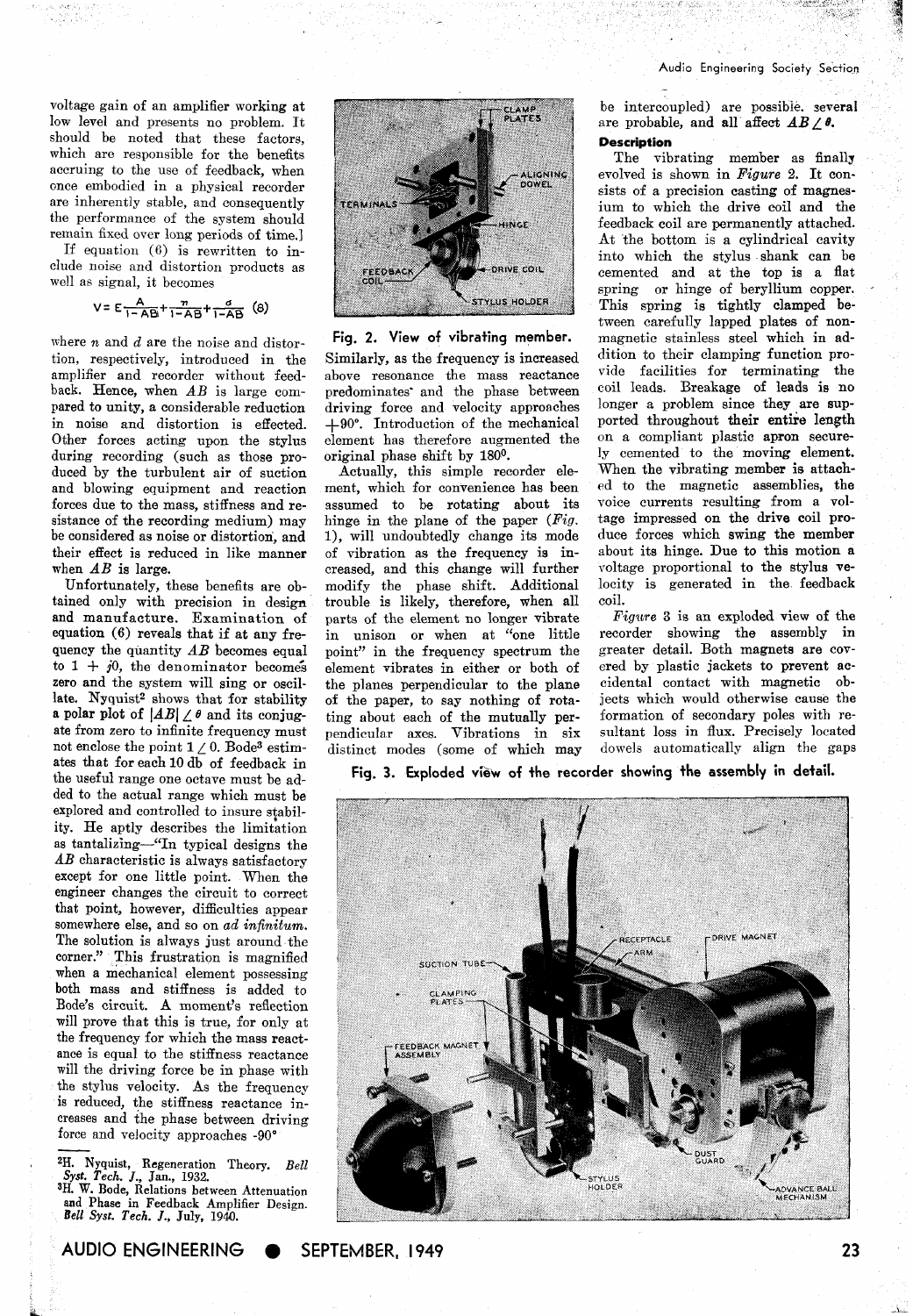voltage gain of an amplifier working at low level and presents no problem. It should be noted that these factors, which are responsible for the benefits accruing to the use of feedback, when once embodied in a physical recorder are inherently stable, and consequently the performance of the system should remain fixed over long periods of time.]

If equation (6) is rewritten to include noise and distortion products as well as signal, it becomes

$$V = E\frac{A}{1-AB} + \frac{n}{1-AB} + \frac{d}{1-AB} \quad (8)$$

where $n$ and $d$ are the noise and distortion, respectively, introduced in the amplifier and recorder without feedback. Hence, when $AB$ is large compared to unity, a considerable reduction in noise and distortion is effected. Other forces acting upon the stylus during recording (such as those produced by the turbulent air of suction and blowing equipment and reaction forces due to the mass, stiffness and resistance of the recording medium) may be considered as noise or distortion, and their effect is reduced in like manner when $AB$ is large.

Unfortunately, these benefits are obtained only with precision in design and manufacture. Examination of equation (6) reveals that if at any frequency the quantity $AB$ becomes equal to $1 + j0$, the denominator becomes zero and the system will sing or oscillate. Nyquist[2] shows that for stability a polar plot of $|AB| \angle \theta$ and its conjugate from zero to infinite frequency must not enclose the point $1 \angle 0$. Bode[3] estimates that for each 10 db of feedback in the useful range one octave must be added to the actual range which must be explored and controlled to insure stability. He aptly describes the limitation as tantalizing—"In typical designs the $AB$ characteristic is always satisfactory except for one little point. When the engineer changes the circuit to correct that point, however, difficulties appear somewhere else, and so on *ad infinitum.* The solution is always just around the corner." This frustration is magnified when a mechanical element possessing both mass and stiffness is added to Bode's circuit. A moment's reflection will prove that this is true, for only at the frequency for which the mass reactance is equal to the stiffness reactance will the driving force be in phase with the stylus velocity. As the frequency is reduced, the stiffness reactance increases and the phase between driving force and velocity approaches -90°

Fig. 2. View of vibrating member.

Similarly, as the frequency is increased above resonance the mass reactance predominates and the phase between driving force and velocity approaches +90°. Introduction of the mechanical element has therefore augmented the original phase shift by 180°.

Actually, this simple recorder element, which for convenience has been assumed to be rotating about its hinge in the plane of the paper (*Fig.* 1), will undoubtedly change its mode of vibration as the frequency is increased, and this change will further modify the phase shift. Additional trouble is likely, therefore, when all parts of the element no longer vibrate in unison or when at "one little point" in the frequency spectrum the element vibrates in either or both of the planes perpendicular to the plane of the paper, to say nothing of rotating about each of the mutually perpendicular axes. Vibrations in six distinct modes (some of which may be intercoupled) are possible, several are probable, and all affect $AB \angle \theta$.

### Description

The vibrating member as finally evolved is shown in *Figure* 2. It consists of a precision casting of magnesium to which the drive coil and the feedback coil are permanently attached. At the bottom is a cylindrical cavity into which the stylus shank can be cemented and at the top is a flat spring or hinge of beryllium copper. This spring is tightly clamped between carefully lapped plates of nonmagnetic stainless steel which in addition to their clamping function provide facilities for terminating the coil leads. Breakage of leads is no longer a problem since they are supported throughout their entire length on a compliant plastic apron securely cemented to the moving element. When the vibrating member is attached to the magnetic assemblies, the voice currents resulting from a voltage impressed on the drive coil produce forces which swing the member about its hinge. Due to this motion a voltage proportional to the stylus velocity is generated in the feedback coil.

*Figure* 3 is an exploded view of the recorder showing the assembly in greater detail. Both magnets are covered by plastic jackets to prevent accidental contact with magnetic objects which would otherwise cause the formation of secondary poles with resultant loss in flux. Precisely located dowels automatically align the gaps

Fig. 3. Exploded view of the recorder showing the assembly in detail.

---

[2] H. Nyquist, Regeneration Theory. *Bell Syst. Tech. J.,* Jan., 1932.

[3] H. W. Bode, Relations between Attenuation and Phase in Feedback Amplifier Design. *Bell Syst. Tech. J.,* July, 1940.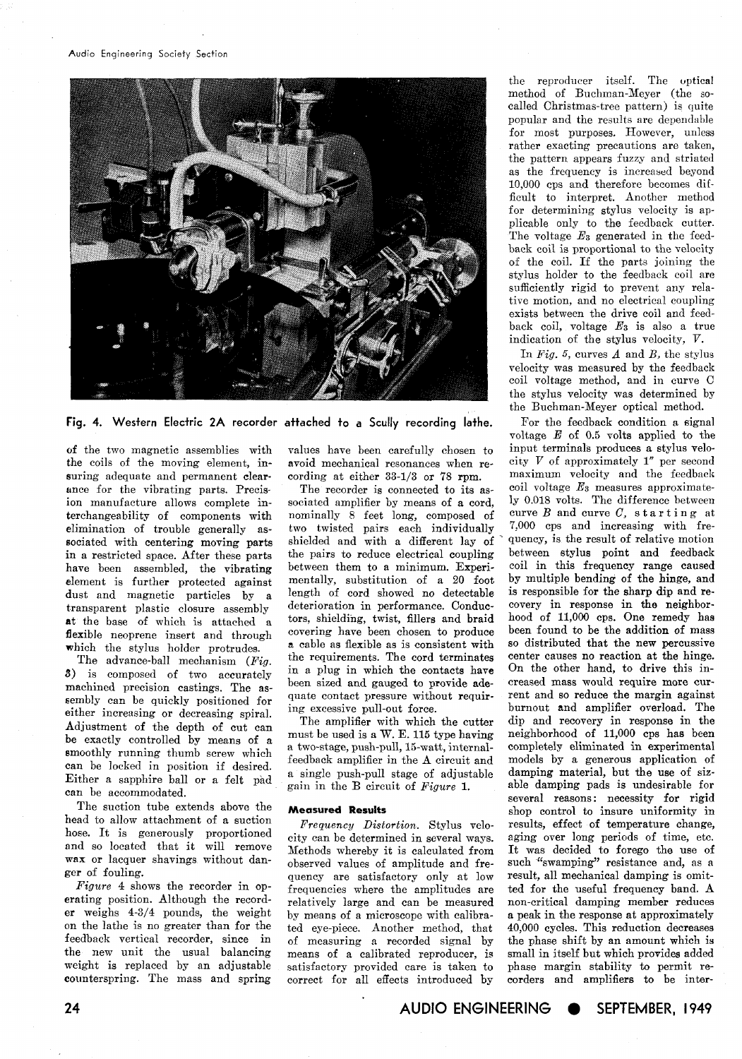Fig. 4. Western Electric 2A recorder attached to a Scully recording lathe.

of the two magnetic assemblies with the coils of the moving element, insuring adequate and permanent clearance for the vibrating parts. Precision manufacture allows complete interchangeability of components with elimination of trouble generally associated with centering moving parts in a restricted space. After these parts have been assembled, the vibrating element is further protected against dust and magnetic particles by a transparent plastic closure assembly at the base of which is attached a flexible neoprene insert and through which the stylus holder protrudes.

The advance-ball mechanism (*Fig. 3*) is composed of two accurately machined precision castings. The assembly can be quickly positioned for either increasing or decreasing spiral. Adjustment of the depth of cut can be exactly controlled by means of a smoothly running thumb screw which can be locked in position if desired. Either a sapphire ball or a felt pad can be accommodated.

The suction tube extends above the head to allow attachment of a suction hose. It is generously proportioned and so located that it will remove wax or lacquer shavings without danger of fouling.

*Figure* 4 shows the recorder in operating position. Although the recorder weighs 4-3/4 pounds, the weight on the lathe is no greater than for the feedback vertical recorder, since in the new unit the usual balancing weight is replaced by an adjustable counterspring. The mass and spring values have been carefully chosen to avoid mechanical resonances when recording at either 33-1/3 or 78 rpm.

The recorder is connected to its associated amplifier by means of a cord, nominally 8 feet long, composed of two twisted pairs each individually shielded and with a different lay of the pairs to reduce electrical coupling between them to a minimum. Experimentally, substitution of a 20 foot length of cord showed no detectable deterioration in performance. Conductors, shielding, twist, fillers and braid covering have been chosen to produce a cable as flexible as is consistent with the requirements. The cord terminates in a plug in which the contacts have been sized and gauged to provide adequate contact pressure without requiring excessive pull-out force.

The amplifier with which the cutter must be used is a W. E. 115 type having a two-stage, push-pull, 15-watt, internal-feedback amplifier in the A circuit and a single push-pull stage of adjustable gain in the B circuit of *Figure* 1.

### Measured Results

*Frequency Distortion.* Stylus velocity can be determined in several ways. Methods whereby it is calculated from observed values of amplitude and frequency are satisfactory only at low frequencies where the amplitudes are relatively large and can be measured by means of a microscope with calibrated eye-piece. Another method, that of measuring a recorded signal by means of a calibrated reproducer, is satisfactory provided care is taken to correct for all effects introduced by the reproducer itself. The optical method of Buchman-Meyer (the so-called Christmas-tree pattern) is quite popular and the results are dependable for most purposes. However, unless rather exacting precautions are taken, the pattern appears fuzzy and striated as the frequency is increased beyond 10,000 cps and therefore becomes difficult to interpret. Another method for determining stylus velocity is applicable only to the feedback cutter. The voltage $E_3$ generated in the feedback coil is proportional to the velocity of the coil. If the parts joining the stylus holder to the feedback coil are sufficiently rigid to prevent any relative motion, and no electrical coupling exists between the drive coil and feedback coil, voltage $E_3$ is also a true indication of the stylus velocity, $V$.

In *Fig. 5*, curves $A$ and $B$, the stylus velocity was measured by the feedback coil voltage method, and in curve $C$ the stylus velocity was determined by the Buchman-Meyer optical method.

For the feedback condition a signal voltage $E$ of 0.5 volts applied to the input terminals produces a stylus velocity $V$ of approximately 1″ per second maximum velocity and the feedback coil voltage $E_3$ measures approximately 0.018 volts. The difference between curve $B$ and curve $C$, starting at 7,000 cps and increasing with frequency, is the result of relative motion between stylus point and feedback coil in this frequency range caused by multiple bending of the hinge, and is responsible for the sharp dip and recovery in response in the neighborhood of 11,000 cps. One remedy has been found to be the addition of mass so distributed that the new percussive center causes no reaction at the hinge. On the other hand, to drive this increased mass would require more current and so reduce the margin against burnout and amplifier overload. The dip and recovery in response in the neighborhood of 11,000 cps has been completely eliminated in experimental models by a generous application of damping material, but the use of sizable damping pads is undesirable for several reasons: necessity for rigid shop control to insure uniformity in results, effect of temperature change, aging over long periods of time, etc. It was decided to forego the use of such "swamping" resistance and, as a result, all mechanical damping is omitted for the useful frequency band. A non-critical damping member reduces a peak in the response at approximately 40,000 cycles. This reduction decreases the phase shift by an amount which is small in itself but which provides added phase margin stability to permit recorders and amplifiers to be inter-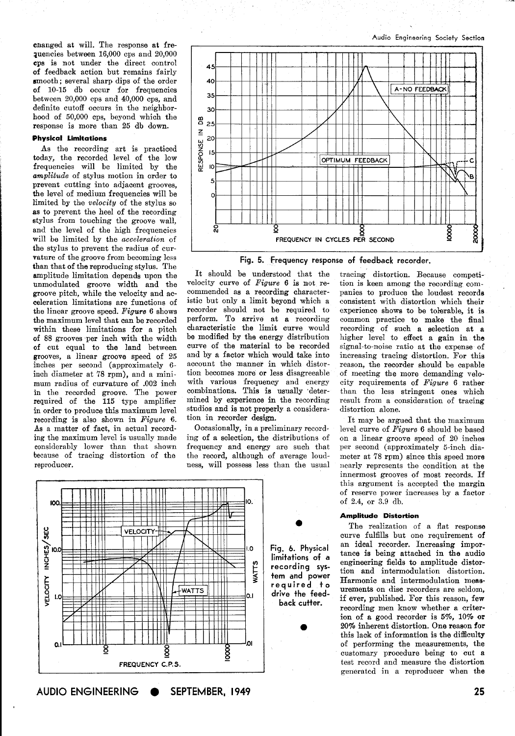changed at will. The response at frequencies between 16,000 cps and 20,000 cps is not under the direct control of feedback action but remains fairly smooth; several sharp dips of the order of 10-15 db occur for frequencies between 20,000 cps and 40,000 cps, and definite cutoff occurs in the neighborhood of 50,000 cps, beyond which the response is more than 25 db down.

### Physical Limitations

As the recording art is practiced today, the recorded level of the low frequencies will be limited by the *amplitude* of stylus motion in order to prevent cutting into adjacent grooves, the level of medium frequencies will be limited by the *velocity* of the stylus so as to prevent the heel of the recording stylus from touching the groove wall, and the level of the high frequencies will be limited by the *acceleration* of the stylus to prevent the radius of curvature of the groove from becoming less than that of the reproducing stylus. The amplitude limitation depends upon the unmodulated groove width and the groove pitch, while the velocity and acceleration limitations are functions of the linear groove speed. *Figure* 6 shows the maximum level that can be recorded within these limitations for a pitch of 88 grooves per inch with the width of cut equal to the land between grooves, a linear groove speed of 25 inches per second (approximately 6-inch diameter at 78 rpm), and a minimum radius of curvature of .002 inch in the recorded groove. The power required of the 115 type amplifier in order to produce this maximum level recording is also shown in *Figure* 6. As a matter of fact, in actual recording the maximum level is usually made considerably lower than that shown because of tracing distortion of the reproducer.

Fig. 5. Frequency response of feedback recorder.

It should be understood that the velocity curve of *Figure* 6 is not recommended as a recording characteristic but only a limit beyond which a recorder should not be required to perform. To arrive at a recording characteristic the limit curve would be modified by the energy distribution curve of the material to be recorded and by a factor which would take into account the manner in which distortion becomes more or less disagreeable with various frequency and energy combinations. This is usually determined by experience in the recording studios and is not properly a consideration in recorder design.

Occasionally, in a preliminary recording of a selection, the distributions of frequency and energy are such that the record, although of average loudness, will possess less than the usual tracing distortion. Because competition is keen among the recording companies to produce the loudest records consistent with distortion which their experience shows to be tolerable, it is common practice to make the final recording of such a selection at a higher level to effect a gain in the signal-to-noise ratio at the expense of increasing tracing distortion. For this reason, the recorder should be capable of meeting the more demanding velocity requirements of *Figure* 6 rather than the less stringent ones which result from a consideration of tracing distortion alone.

It may be argued that the maximum level curve of *Figure* 6 should be based on a linear groove speed of 20 inches per second (approximately 5-inch diameter at 78 rpm) since this speed more nearly represents the condition at the innermost grooves of most records. If this argument is accepted the margin of reserve power increases by a factor of 2.4, or 3.9 db.

Fig. 6. Physical limitations of a recording system and power required to drive the feedback cutter.

### Amplitude Distortion

The realization of a flat response curve fulfills but one requirement of an ideal recorder. Increasing importance is being attached in the audio engineering fields to amplitude distortion and intermodulation distortion. Harmonic and intermodulation measurements on disc recorders are seldom, if ever, published. For this reason, few recording men know whether a criterion of a good recorder is 5%, 10% or 20% inherent distortion. One reason for this lack of information is the difficulty of performing the measurements, the customary procedure being to cut a test record and measure the distortion generated in a reproducer when the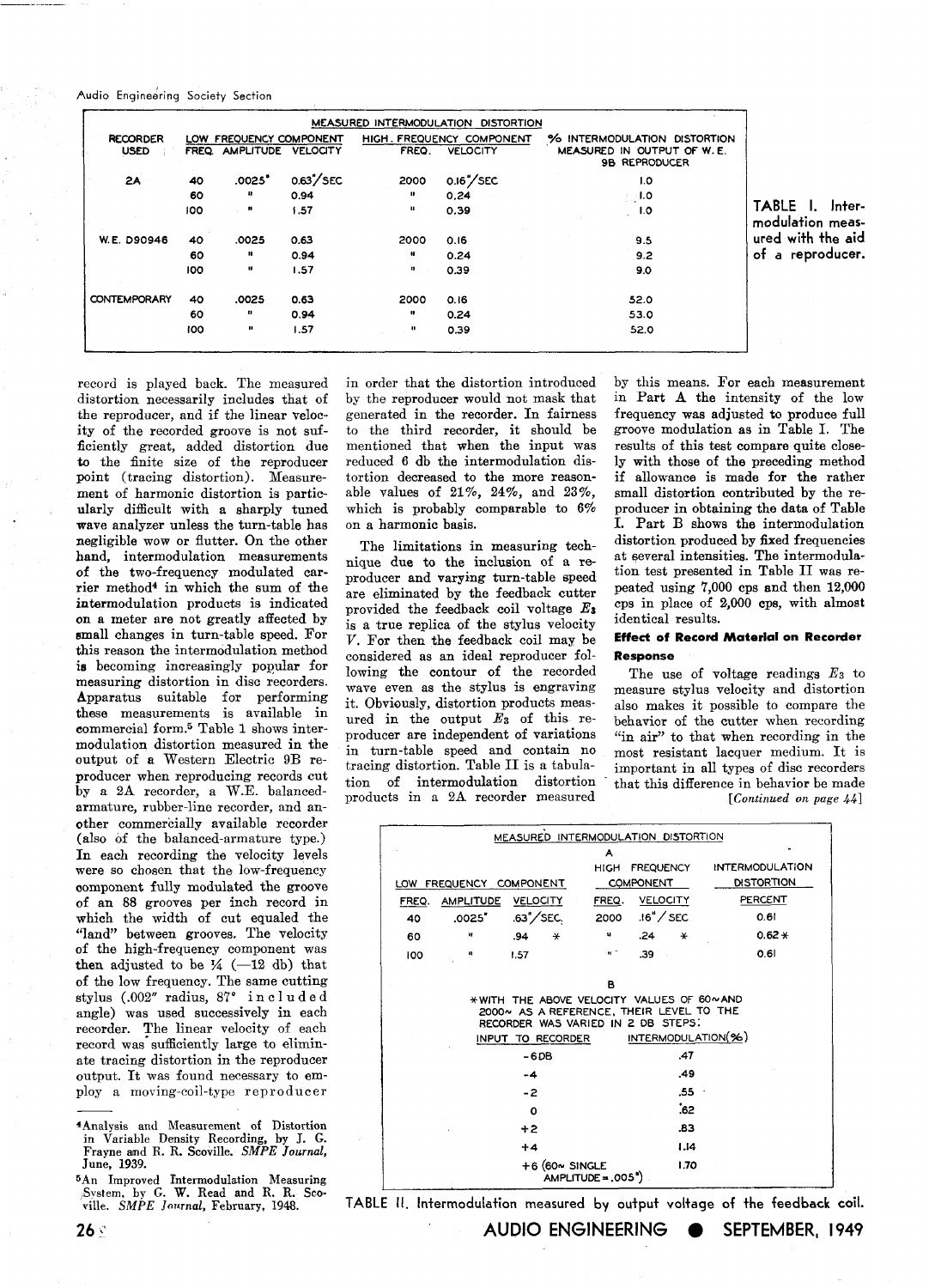| MEASURED INTERMODULATION DISTORTION | | | | | | |
|---|---|---|---|---|---|---|
| RECORDER USED | LOW FREQUENCY COMPONENT | | | HIGH. FREQUENCY COMPONENT | | % INTERMODULATION DISTORTION MEASURED IN OUTPUT OF W. E. 9B REPRODUCER |
| | FREQ. | AMPLITUDE | VELOCITY | FREQ. | VELOCITY | |
| 2A | 40 | .0025" | 0.63"/SEC | 2000 | 0.16"/SEC | 1.0 |
| | 60 | " | 0.94 | " | 0.24 | 1.0 |
| | 100 | " | 1.57 | " | 0.39 | 1.0 |
| W.E. D90946 | 40 | .0025 | 0.63 | 2000 | 0.16 | 9.5 |
| | 60 | " | 0.94 | " | 0.24 | 9.2 |
| | 100 | " | 1.57 | " | 0.39 | 9.0 |
| CONTEMPORARY | 40 | .0025 | 0.63 | 2000 | 0.16 | 52.0 |
| | 60 | " | 0.94 | " | 0.24 | 53.0 |
| | 100 | " | 1.57 | " | 0.39 | 52.0 |

TABLE I. Intermodulation measured with the aid of a reproducer.

record is played back. The measured distortion necessarily includes that of the reproducer, and if the linear velocity of the recorded groove is not sufficiently great, added distortion due to the finite size of the reproducer point (tracing distortion). Measurement of harmonic distortion is particularly difficult with a sharply tuned wave analyzer unless the turn-table has negligible wow or flutter. On the other hand, intermodulation measurements of the two-frequency modulated carrier method[4] in which the sum of the intermodulation products is indicated on a meter are not greatly affected by small changes in turn-table speed. For this reason the intermodulation method is becoming increasingly popular for measuring distortion in disc recorders. Apparatus suitable for performing these measurements is available in commercial form.[5] Table 1 shows intermodulation distortion measured in the output of a Western Electric 9B reproducer when reproducing records cut by a 2A recorder, a W.E. balanced-armature, rubber-line recorder, and another commercially available recorder (also of the balanced-armature type.) In each recording the velocity levels were so chosen that the low-frequency component fully modulated the groove of an 88 grooves per inch record in which the width of cut equaled the "land" between grooves. The velocity of the high-frequency component was then adjusted to be ¼ (—12 db) that of the low frequency. The same cutting stylus (.002" radius, 87° included angle) was used successively in each recorder. The linear velocity of each record was sufficiently large to eliminate tracing distortion in the reproducer output. It was found necessary to employ a moving-coil-type reproducer in order that the distortion introduced by the reproducer would not mask that generated in the recorder. In fairness to the third recorder, it should be mentioned that when the input was reduced 6 db the intermodulation distortion decreased to the more reasonable values of 21%, 24%, and 23%, which is probably comparable to 6% on a harmonic basis.

The limitations in measuring technique due to the inclusion of a reproducer and varying turn-table speed are eliminated by the feedback cutter provided the feedback coil voltage $E_3$ is a true replica of the stylus velocity $V$. For then the feedback coil may be considered as an ideal reproducer following the contour of the recorded wave even as the stylus is engraving it. Obviously, distortion products measured in the output $E_3$ of this reproducer are independent of variations in turn-table speed and contain no tracing distortion. Table II is a tabulation of intermodulation distortion products in a 2A recorder measured by this means. For each measurement in Part A the intensity of the low frequency was adjusted to produce full groove modulation as in Table I. The results of this test compare quite closely with those of the preceding method if allowance is made for the rather small distortion contributed by the reproducer in obtaining the data of Table I. Part B shows the intermodulation distortion produced by fixed frequencies at several intensities. The intermodulation test presented in Table II was repeated using 7,000 cps and then 12,000 cps in place of 2,000 cps, with almost identical results.

### Effect of Record Material on Recorder Response

The use of voltage readings $E_3$ to measure stylus velocity and distortion also makes it possible to compare the behavior of the cutter when recording "in air" to that when recording in the most resistant lacquer medium. It is important in all types of disc recorders that this difference in behavior be made

*[Continued on page 44]*

| MEASURED INTERMODULATION DISTORTION | | | | | |
|---|---|---|---|---|---|
| A | | | | | |
| LOW FREQUENCY COMPONENT | | | HIGH FREQUENCY COMPONENT | | INTERMODULATION DISTORTION |
| FREQ. | AMPLITUDE | VELOCITY | FREQ. | VELOCITY | PERCENT |
| 40 | .0025" | .63"/SEC. | 2000 | .16"/SEC | 0.61 |
| 60 | " | .94 * | " | .24 * | 0.62 * |
| 100 | " | 1.57 | " | .39 | 0.61 |

B

*WITH THE ABOVE VELOCITY VALUES OF 60~ AND 2000~ AS A REFERENCE, THEIR LEVEL TO THE RECORDER WAS VARIED IN 2 DB STEPS:

| INPUT TO RECORDER | INTERMODULATION(%) |
|---|---|
| -6DB | .47 |
| -4 | .49 |
| -2 | .55 |
| 0 | .62 |
| +2 | .83 |
| +4 | 1.14 |
| +6 (60~ SINGLE AMPLITUDE = .005") | 1.70 |

TABLE II. Intermodulation measured by output voltage of the feedback coil.

---

[4] Analysis and Measurement of Distortion in Variable Density Recording, by J. G. Frayne and R. R. Scoville. *SMPE Journal*, June, 1939.

[5] An Improved Intermodulation Measuring System, by G. W. Read and R. R. Scoville. *SMPE Journal*, February, 1948.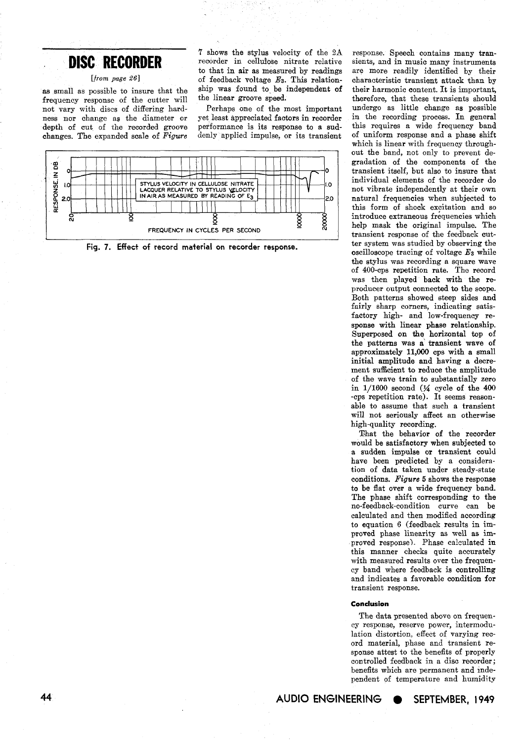# DISC RECORDER

*[from page 26]*

as small as possible to insure that the frequency response of the cutter will not vary with discs of differing hardness nor change as the diameter or depth of cut of the recorded groove changes. The expanded scale of *Figure* 7 shows the stylus velocity of the 2A recorder in cellulose nitrate relative to that in air as measured by readings of feedback voltage $E_3$. This relationship was found to be independent of the linear groove speed.

Perhaps one of the most important yet least appreciated factors in recorder performance is its response to a suddenly applied impulse, or its transient response. Speech contains many transients, and in music many instruments are more readily identified by their characteristic transient attack than by their harmonic content. It is important, therefore, that these transients should undergo as little change as possible in the recording process. In general this requires a wide frequency band of uniform response and a phase shift which is linear with frequency throughout the band, not only to prevent degradation of the components of the transient itself, but also to insure that individual elements of the recorder do not vibrate independently at their own natural frequencies when subjected to this form of shock excitation and so introduce extraneous frequencies which help mask the original impulse. The transient response of the feedback cutter system was studied by observing the oscilloscope tracing of voltage $E_3$ while the stylus was recording a square wave of 400-cps repetition rate. The record was then played back with the reproducer output connected to the scope. Both patterns showed steep sides and fairly sharp corners, indicating satisfactory high- and low-frequency response with linear phase relationship. Superposed on the horizontal top of the patterns was a transient wave of approximately 11,000 cps with a small initial amplitude and having a decrement sufficient to reduce the amplitude of the wave train to substantially zero in 1/1600 second (¼ cycle of the 400 -cps repetition rate). It seems reasonable to assume that such a transient will not seriously affect an otherwise high-quality recording.

RESPONSE IN DB

0

1.0

2.0

20

100

1000

10000

20000

STYLUS VELOCITY IN CELLULOSE NITRATE LACQUER RELATIVE TO STYLUS VELOCITY IN AIR AS MEASURED BY READING OF $E_3$

FREQUENCY IN CYCLES PER SECOND

**Fig. 7. Effect of record material on recorder response.**

That the behavior of the recorder would be satisfactory when subjected to a sudden impulse or transient could have been predicted by a consideration of data taken under steady-state conditions. *Figure* 5 shows the response to be flat over a wide frequency band. The phase shift corresponding to the no-feedback-condition curve can be calculated and then modified according to equation 6 (feedback results in improved phase linearity as well as improved response). Phase calculated in this manner checks quite accurately with measured results over the frequency band where feedback is controlling and indicates a favorable condition for transient response.

#### Conclusion

The data presented above on frequency response, reserve power, intermodulation distortion, effect of varying record material, phase and transient response attest to the benefits of properly controlled feedback in a disc recorder; benefits which are permanent and independent of temperature and humidity